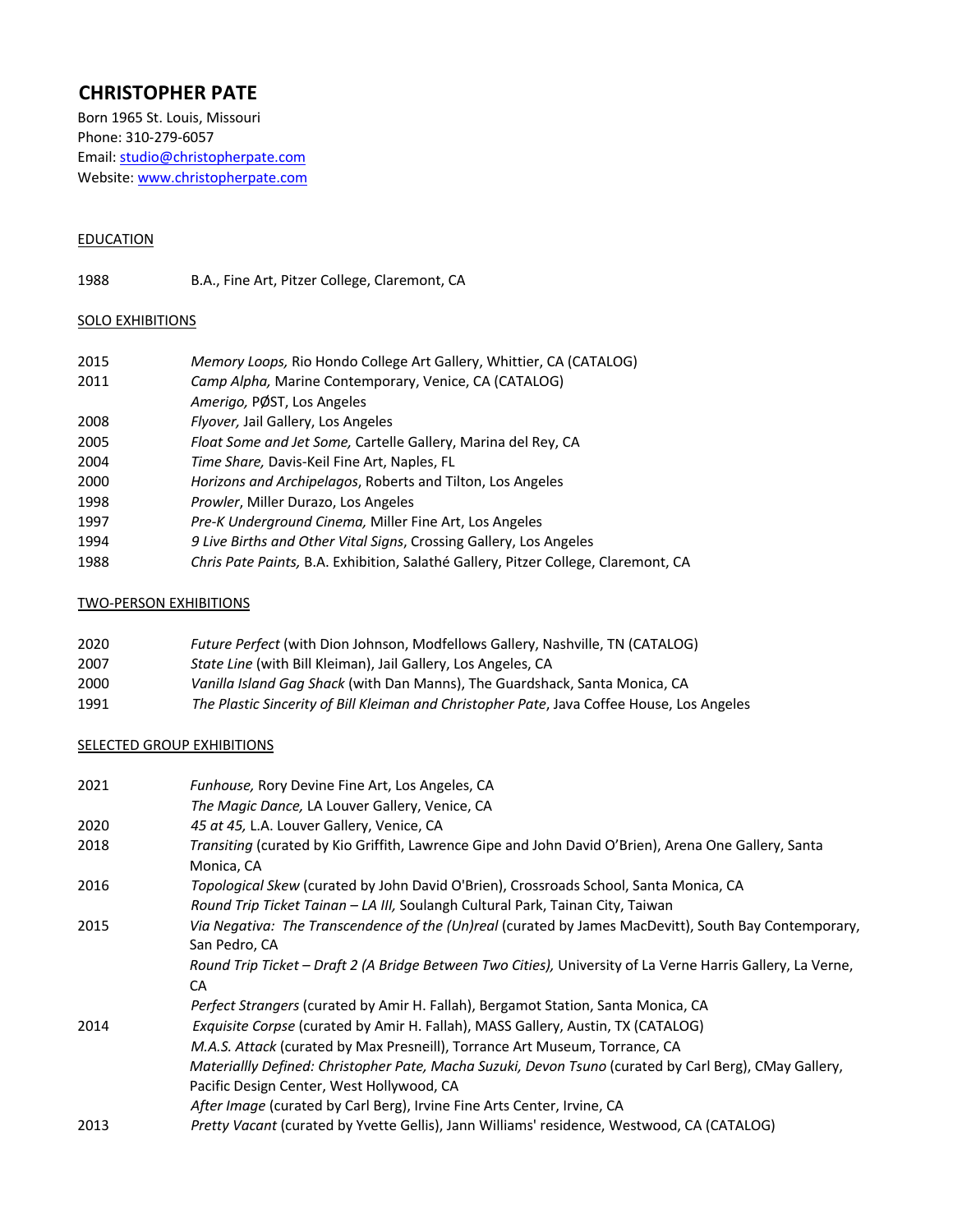# CHRISTOPHER PATE

Born 1965 St. Louis, Missouri
Phone: 310-279-6057
Email: studio@christopherpate.com
Website: www.christopherpate.com

## EDUCATION

1988 B.A., Fine Art, Pitzer College, Claremont, CA

## SOLO EXHIBITIONS

2015 *Memory Loops,* Rio Hondo College Art Gallery, Whittier, CA (CATALOG)
2011 *Camp Alpha,* Marine Contemporary, Venice, CA (CATALOG)
*Amerigo,* PØST, Los Angeles
2008 *Flyover,* Jail Gallery, Los Angeles
2005 *Float Some and Jet Some,* Cartelle Gallery, Marina del Rey, CA
2004 *Time Share,* Davis-Keil Fine Art, Naples, FL
2000 *Horizons and Archipelagos*, Roberts and Tilton, Los Angeles
1998 *Prowler*, Miller Durazo, Los Angeles
1997 *Pre-K Underground Cinema,* Miller Fine Art, Los Angeles
1994 *9 Live Births and Other Vital Signs*, Crossing Gallery, Los Angeles
1988 *Chris Pate Paints,* B.A. Exhibition, Salathé Gallery, Pitzer College, Claremont, CA

## TWO-PERSON EXHIBITIONS

2020 *Future Perfect* (with Dion Johnson, Modfellows Gallery, Nashville, TN (CATALOG)
2007 *State Line* (with Bill Kleiman), Jail Gallery, Los Angeles, CA
2000 *Vanilla Island Gag Shack* (with Dan Manns), The Guardshack, Santa Monica, CA
1991 *The Plastic Sincerity of Bill Kleiman and Christopher Pate*, Java Coffee House, Los Angeles

## SELECTED GROUP EXHIBITIONS

2021 *Funhouse,* Rory Devine Fine Art, Los Angeles, CA
*The Magic Dance,* LA Louver Gallery, Venice, CA
2020 *45 at 45,* L.A. Louver Gallery, Venice, CA
2018 *Transiting* (curated by Kio Griffith, Lawrence Gipe and John David O'Brien), Arena One Gallery, Santa Monica, CA
2016 *Topological Skew* (curated by John David O'Brien), Crossroads School, Santa Monica, CA
*Round Trip Ticket Tainan – LA III,* Soulangh Cultural Park, Tainan City, Taiwan
2015 *Via Negativa: The Transcendence of the (Un)real* (curated by James MacDevitt), South Bay Contemporary, San Pedro, CA
*Round Trip Ticket – Draft 2 (A Bridge Between Two Cities),* University of La Verne Harris Gallery, La Verne, CA
*Perfect Strangers* (curated by Amir H. Fallah), Bergamot Station, Santa Monica, CA
2014 *Exquisite Corpse* (curated by Amir H. Fallah), MASS Gallery, Austin, TX (CATALOG)
*M.A.S. Attack* (curated by Max Presneill), Torrance Art Museum, Torrance, CA
*Materiallly Defined: Christopher Pate, Macha Suzuki, Devon Tsuno* (curated by Carl Berg), CMay Gallery, Pacific Design Center, West Hollywood, CA
*After Image* (curated by Carl Berg), Irvine Fine Arts Center, Irvine, CA
2013 *Pretty Vacant* (curated by Yvette Gellis), Jann Williams' residence, Westwood, CA (CATALOG)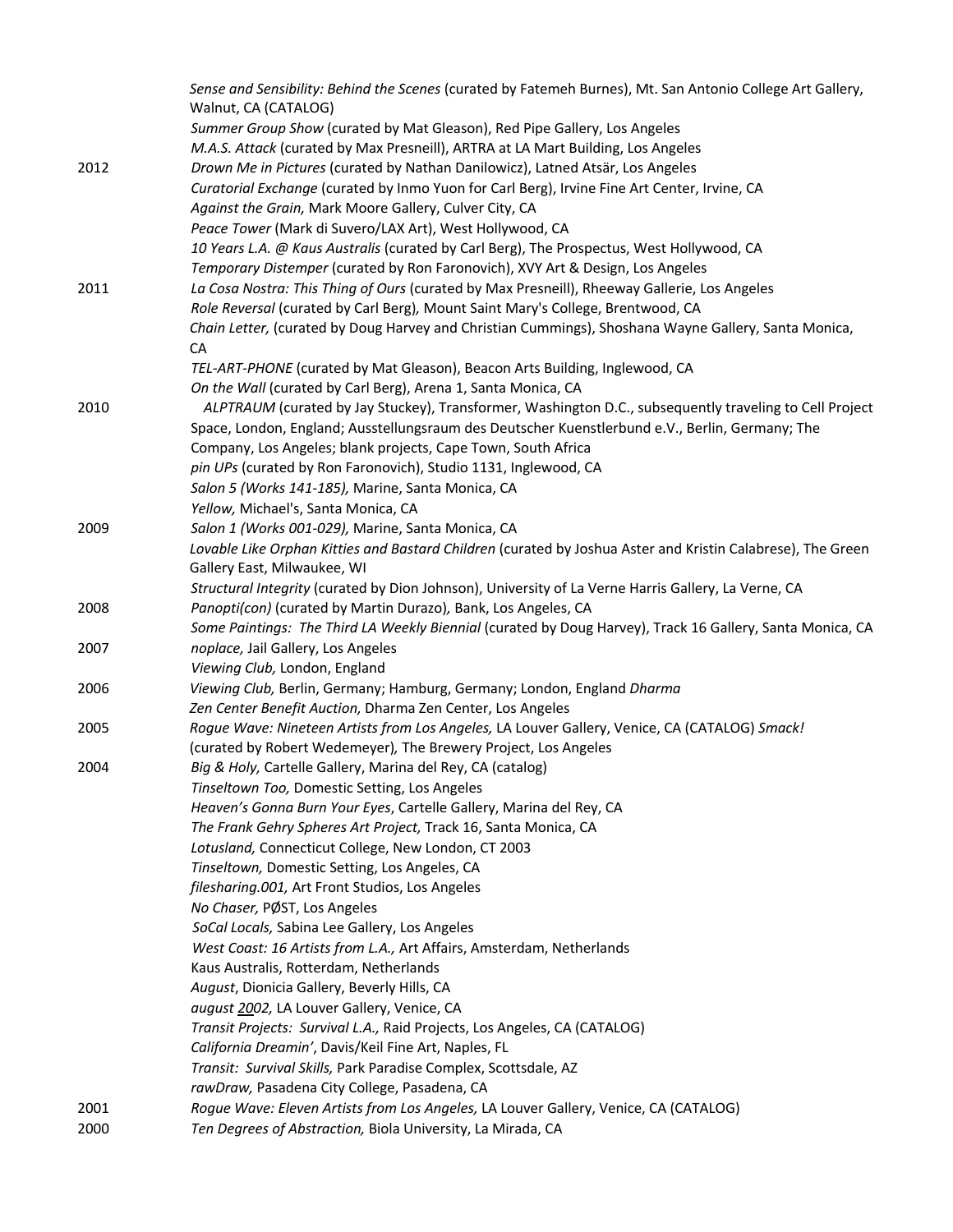*Sense and Sensibility: Behind the Scenes* (curated by Fatemeh Burnes), Mt. San Antonio College Art Gallery, Walnut, CA (CATALOG)
*Summer Group Show* (curated by Mat Gleason), Red Pipe Gallery, Los Angeles
*M.A.S. Attack* (curated by Max Presneill), ARTRA at LA Mart Building, Los Angeles

2012 *Drown Me in Pictures* (curated by Nathan Danilowicz), Latned Atsär, Los Angeles
*Curatorial Exchange* (curated by Inmo Yuon for Carl Berg), Irvine Fine Art Center, Irvine, CA
*Against the Grain,* Mark Moore Gallery, Culver City, CA
*Peace Tower* (Mark di Suvero/LAX Art), West Hollywood, CA
*10 Years L.A. @ Kaus Australis* (curated by Carl Berg), The Prospectus, West Hollywood, CA
*Temporary Distemper* (curated by Ron Faronovich), XVY Art & Design, Los Angeles

2011 *La Cosa Nostra: This Thing of Ours* (curated by Max Presneill), Rheeway Gallerie, Los Angeles
*Role Reversal* (curated by Carl Berg), Mount Saint Mary's College, Brentwood, CA
*Chain Letter,* (curated by Doug Harvey and Christian Cummings), Shoshana Wayne Gallery, Santa Monica, CA
*TEL-ART-PHONE* (curated by Mat Gleason), Beacon Arts Building, Inglewood, CA
*On the Wall* (curated by Carl Berg), Arena 1, Santa Monica, CA

2010 *ALPTRAUM* (curated by Jay Stuckey), Transformer, Washington D.C., subsequently traveling to Cell Project Space, London, England; Ausstellungsraum des Deutscher Kuenstlerbund e.V., Berlin, Germany; The Company, Los Angeles; blank projects, Cape Town, South Africa
*pin UPs* (curated by Ron Faronovich), Studio 1131, Inglewood, CA
*Salon 5 (Works 141-185),* Marine, Santa Monica, CA
*Yellow,* Michael's, Santa Monica, CA

2009 *Salon 1 (Works 001-029),* Marine, Santa Monica, CA
*Lovable Like Orphan Kitties and Bastard Children* (curated by Joshua Aster and Kristin Calabrese), The Green Gallery East, Milwaukee, WI
*Structural Integrity* (curated by Dion Johnson), University of La Verne Harris Gallery, La Verne, CA

2008 *Panopti(con)* (curated by Martin Durazo), Bank, Los Angeles, CA
*Some Paintings: The Third LA Weekly Biennial* (curated by Doug Harvey), Track 16 Gallery, Santa Monica, CA

2007 *noplace,* Jail Gallery, Los Angeles
*Viewing Club,* London, England

2006 *Viewing Club,* Berlin, Germany; Hamburg, Germany; London, England *Dharma Zen Center Benefit Auction,* Dharma Zen Center, Los Angeles

2005 *Rogue Wave: Nineteen Artists from Los Angeles,* LA Louver Gallery, Venice, CA (CATALOG) *Smack!* (curated by Robert Wedemeyer), The Brewery Project, Los Angeles

2004 *Big & Holy,* Cartelle Gallery, Marina del Rey, CA (catalog)
*Tinseltown Too,* Domestic Setting, Los Angeles
*Heaven's Gonna Burn Your Eyes*, Cartelle Gallery, Marina del Rey, CA
*The Frank Gehry Spheres Art Project,* Track 16, Santa Monica, CA
*Lotusland,* Connecticut College, New London, CT 2003
*Tinseltown,* Domestic Setting, Los Angeles, CA
*filesharing.001,* Art Front Studios, Los Angeles
*No Chaser,* PØST, Los Angeles
*SoCal Locals,* Sabina Lee Gallery, Los Angeles
*West Coast: 16 Artists from L.A.,* Art Affairs, Amsterdam, Netherlands
Kaus Australis, Rotterdam, Netherlands
*August*, Dionicia Gallery, Beverly Hills, CA
*august 2002,* LA Louver Gallery, Venice, CA
*Transit Projects: Survival L.A.,* Raid Projects, Los Angeles, CA (CATALOG)
*California Dreamin'*, Davis/Keil Fine Art, Naples, FL
*Transit: Survival Skills,* Park Paradise Complex, Scottsdale, AZ
*rawDraw,* Pasadena City College, Pasadena, CA

2001 *Rogue Wave: Eleven Artists from Los Angeles,* LA Louver Gallery, Venice, CA (CATALOG)

2000 *Ten Degrees of Abstraction,* Biola University, La Mirada, CA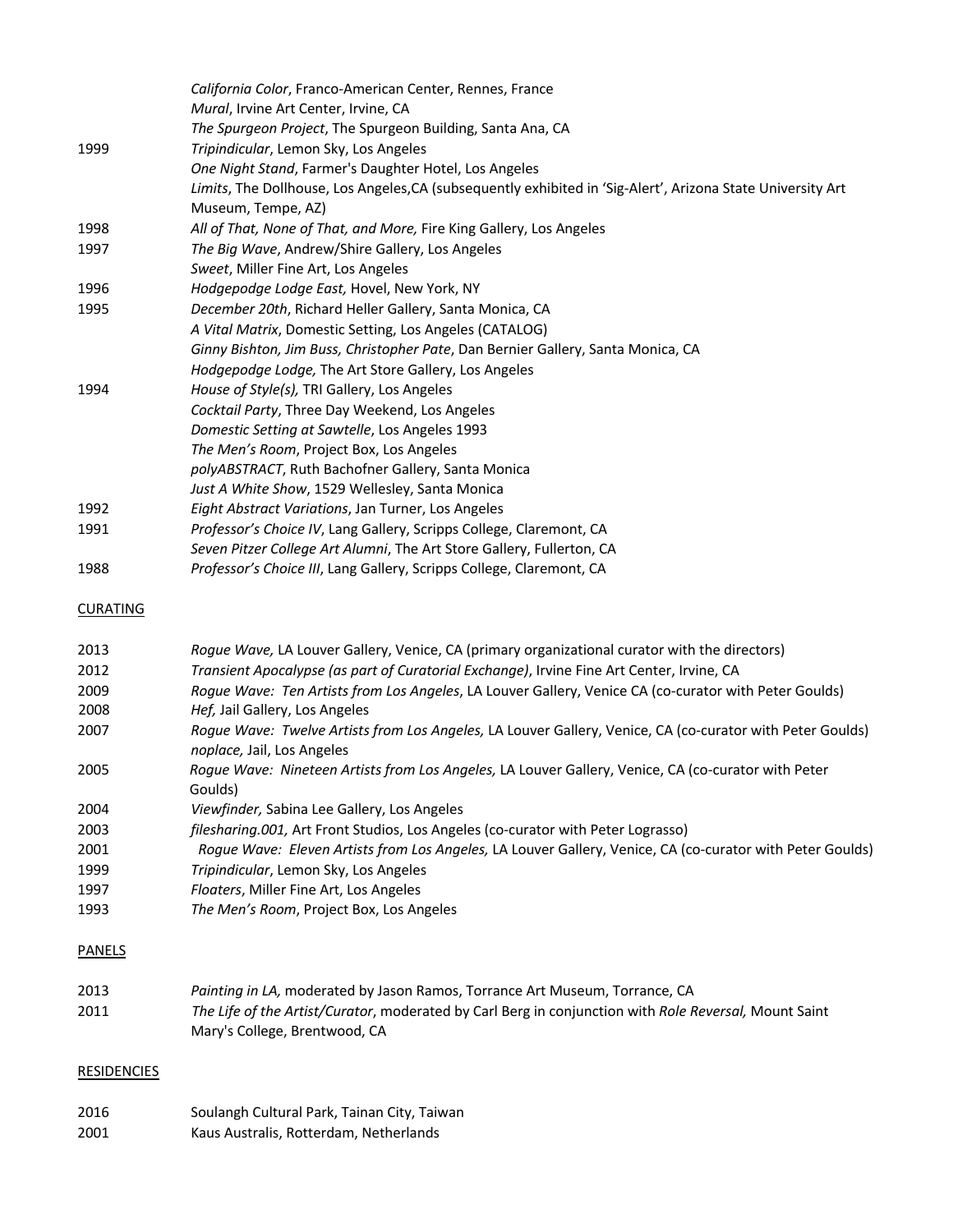| | |
|---|---|
| | *California Color*, Franco-American Center, Rennes, France |
| | *Mural*, Irvine Art Center, Irvine, CA |
| | *The Spurgeon Project*, The Spurgeon Building, Santa Ana, CA |
| 1999 | *Tripindicular*, Lemon Sky, Los Angeles |
| | *One Night Stand*, Farmer's Daughter Hotel, Los Angeles |
| | *Limits*, The Dollhouse, Los Angeles,CA (subsequently exhibited in 'Sig-Alert', Arizona State University Art Museum, Tempe, AZ) |
| 1998 | *All of That, None of That, and More,* Fire King Gallery, Los Angeles |
| 1997 | *The Big Wave*, Andrew/Shire Gallery, Los Angeles |
| | *Sweet*, Miller Fine Art, Los Angeles |
| 1996 | *Hodgepodge Lodge East,* Hovel, New York, NY |
| 1995 | *December 20th*, Richard Heller Gallery, Santa Monica, CA |
| | *A Vital Matrix*, Domestic Setting, Los Angeles (CATALOG) |
| | *Ginny Bishton, Jim Buss, Christopher Pate*, Dan Bernier Gallery, Santa Monica, CA |
| | *Hodgepodge Lodge,* The Art Store Gallery, Los Angeles |
| 1994 | *House of Style(s),* TRI Gallery, Los Angeles |
| | *Cocktail Party*, Three Day Weekend, Los Angeles |
| | *Domestic Setting at Sawtelle*, Los Angeles 1993 |
| | *The Men's Room*, Project Box, Los Angeles |
| | *polyABSTRACT*, Ruth Bachofner Gallery, Santa Monica |
| | *Just A White Show*, 1529 Wellesley, Santa Monica |
| 1992 | *Eight Abstract Variations*, Jan Turner, Los Angeles |
| 1991 | *Professor's Choice IV*, Lang Gallery, Scripps College, Claremont, CA |
| | *Seven Pitzer College Art Alumni*, The Art Store Gallery, Fullerton, CA |
| 1988 | *Professor's Choice III*, Lang Gallery, Scripps College, Claremont, CA |

## CURATING

| | |
|---|---|
| 2013 | *Rogue Wave,* LA Louver Gallery, Venice, CA (primary organizational curator with the directors) |
| 2012 | *Transient Apocalypse (as part of Curatorial Exchange)*, Irvine Fine Art Center, Irvine, CA |
| 2009 | *Rogue Wave: Ten Artists from Los Angeles*, LA Louver Gallery, Venice CA (co-curator with Peter Goulds) |
| 2008 | *Hef,* Jail Gallery, Los Angeles |
| 2007 | *Rogue Wave: Twelve Artists from Los Angeles,* LA Louver Gallery, Venice, CA (co-curator with Peter Goulds) |
| | *noplace,* Jail, Los Angeles |
| 2005 | *Rogue Wave: Nineteen Artists from Los Angeles,* LA Louver Gallery, Venice, CA (co-curator with Peter Goulds) |
| 2004 | *Viewfinder,* Sabina Lee Gallery, Los Angeles |
| 2003 | *filesharing.001,* Art Front Studios, Los Angeles (co-curator with Peter Lograsso) |
| 2001 | *Rogue Wave: Eleven Artists from Los Angeles,* LA Louver Gallery, Venice, CA (co-curator with Peter Goulds) |
| 1999 | *Tripindicular*, Lemon Sky, Los Angeles |
| 1997 | *Floaters*, Miller Fine Art, Los Angeles |
| 1993 | *The Men's Room*, Project Box, Los Angeles |

## PANELS

| | |
|---|---|
| 2013 | *Painting in LA,* moderated by Jason Ramos, Torrance Art Museum, Torrance, CA |
| 2011 | *The Life of the Artist/Curator*, moderated by Carl Berg in conjunction with *Role Reversal,* Mount Saint Mary's College, Brentwood, CA |

## RESIDENCIES

| | |
|---|---|
| 2016 | Soulangh Cultural Park, Tainan City, Taiwan |
| 2001 | Kaus Australis, Rotterdam, Netherlands |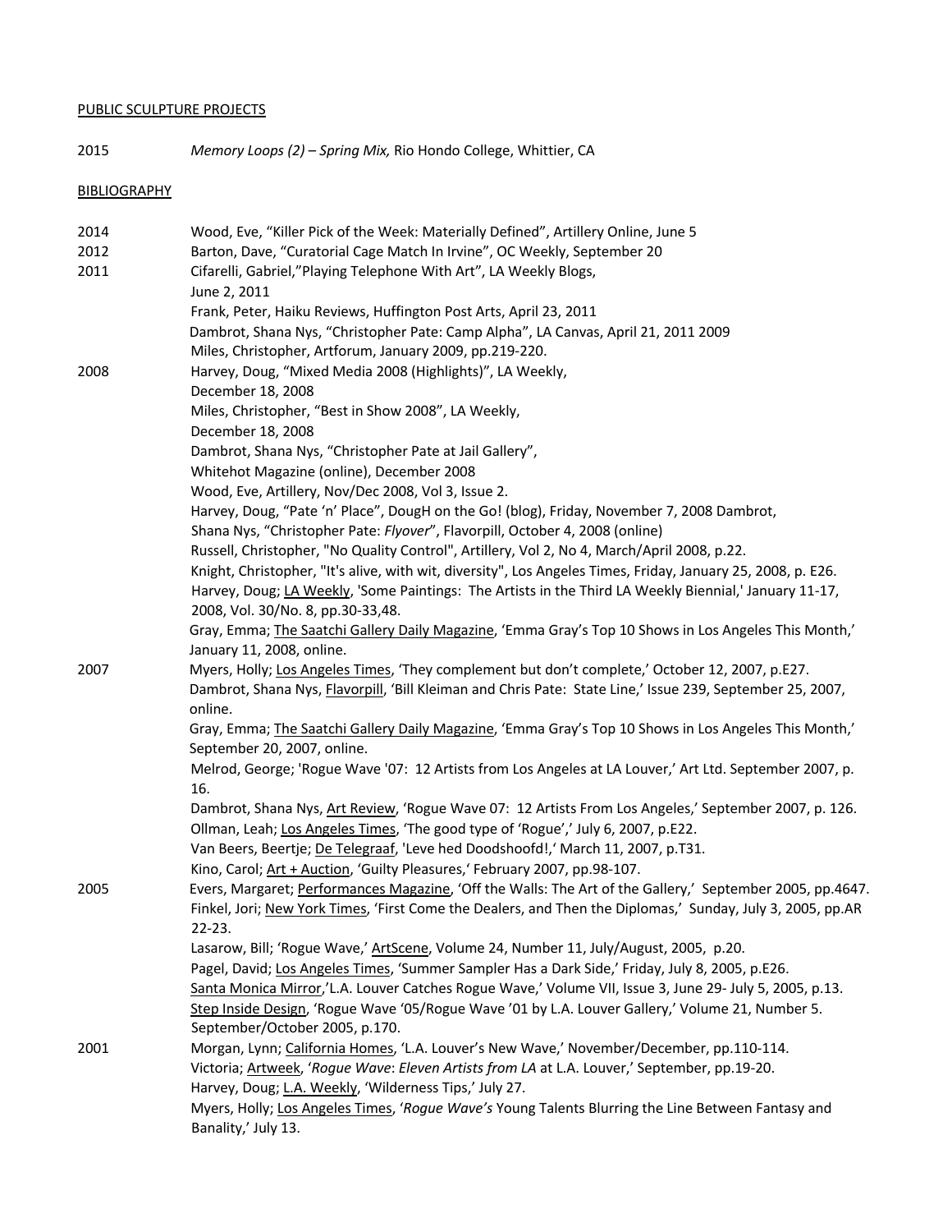PUBLIC SCULPTURE PROJECTS

2015 *Memory Loops (2) – Spring Mix,* Rio Hondo College, Whittier, CA

BIBLIOGRAPHY

2014
Wood, Eve, "Killer Pick of the Week: Materially Defined", Artillery Online, June 5

2012
Barton, Dave, "Curatorial Cage Match In Irvine", OC Weekly, September 20

2011
Cifarelli, Gabriel,"Playing Telephone With Art", LA Weekly Blogs, June 2, 2011
Frank, Peter, Haiku Reviews, Huffington Post Arts, April 23, 2011
Dambrot, Shana Nys, "Christopher Pate: Camp Alpha", LA Canvas, April 21, 2011 2009
Miles, Christopher, Artforum, January 2009, pp.219-220.

2008
Harvey, Doug, "Mixed Media 2008 (Highlights)", LA Weekly, December 18, 2008
Miles, Christopher, "Best in Show 2008", LA Weekly, December 18, 2008
Dambrot, Shana Nys, "Christopher Pate at Jail Gallery", Whitehot Magazine (online), December 2008
Wood, Eve, Artillery, Nov/Dec 2008, Vol 3, Issue 2.
Harvey, Doug, "Pate 'n' Place", DougH on the Go! (blog), Friday, November 7, 2008 Dambrot, Shana Nys, "Christopher Pate: *Flyover*", Flavorpill, October 4, 2008 (online)
Russell, Christopher, "No Quality Control", Artillery, Vol 2, No 4, March/April 2008, p.22.
Knight, Christopher, "It's alive, with wit, diversity", Los Angeles Times, Friday, January 25, 2008, p. E26.
Harvey, Doug; LA Weekly, 'Some Paintings: The Artists in the Third LA Weekly Biennial,' January 11-17, 2008, Vol. 30/No. 8, pp.30-33,48.
Gray, Emma; The Saatchi Gallery Daily Magazine, 'Emma Gray's Top 10 Shows in Los Angeles This Month,' January 11, 2008, online.

2007
Myers, Holly; Los Angeles Times, 'They complement but don't complete,' October 12, 2007, p.E27.
Dambrot, Shana Nys, Flavorpill, 'Bill Kleiman and Chris Pate: State Line,' Issue 239, September 25, 2007, online.
Gray, Emma; The Saatchi Gallery Daily Magazine, 'Emma Gray's Top 10 Shows in Los Angeles This Month,' September 20, 2007, online.
Melrod, George; 'Rogue Wave '07: 12 Artists from Los Angeles at LA Louver,' Art Ltd. September 2007, p. 16.
Dambrot, Shana Nys, Art Review, 'Rogue Wave 07: 12 Artists From Los Angeles,' September 2007, p. 126.
Ollman, Leah; Los Angeles Times, 'The good type of 'Rogue',' July 6, 2007, p.E22.
Van Beers, Beertje; De Telegraaf, 'Leve hed Doodshoofd!,' March 11, 2007, p.T31.
Kino, Carol; Art + Auction, 'Guilty Pleasures,' February 2007, pp.98-107.

2005
Evers, Margaret; Performances Magazine, 'Off the Walls: The Art of the Gallery,' September 2005, pp.4647.
Finkel, Jori; New York Times, 'First Come the Dealers, and Then the Diplomas,' Sunday, July 3, 2005, pp.AR 22-23.
Lasarow, Bill; 'Rogue Wave,' ArtScene, Volume 24, Number 11, July/August, 2005, p.20.
Pagel, David; Los Angeles Times, 'Summer Sampler Has a Dark Side,' Friday, July 8, 2005, p.E26.
Santa Monica Mirror,'L.A. Louver Catches Rogue Wave,' Volume VII, Issue 3, June 29- July 5, 2005, p.13.
Step Inside Design, 'Rogue Wave '05/Rogue Wave '01 by L.A. Louver Gallery,' Volume 21, Number 5. September/October 2005, p.170.

2001
Morgan, Lynn; California Homes, 'L.A. Louver's New Wave,' November/December, pp.110-114.
Victoria; Artweek, '*Rogue Wave*: *Eleven Artists from LA* at L.A. Louver,' September, pp.19-20.
Harvey, Doug; L.A. Weekly, 'Wilderness Tips,' July 27.
Myers, Holly; Los Angeles Times, '*Rogue Wave's* Young Talents Blurring the Line Between Fantasy and Banality,' July 13.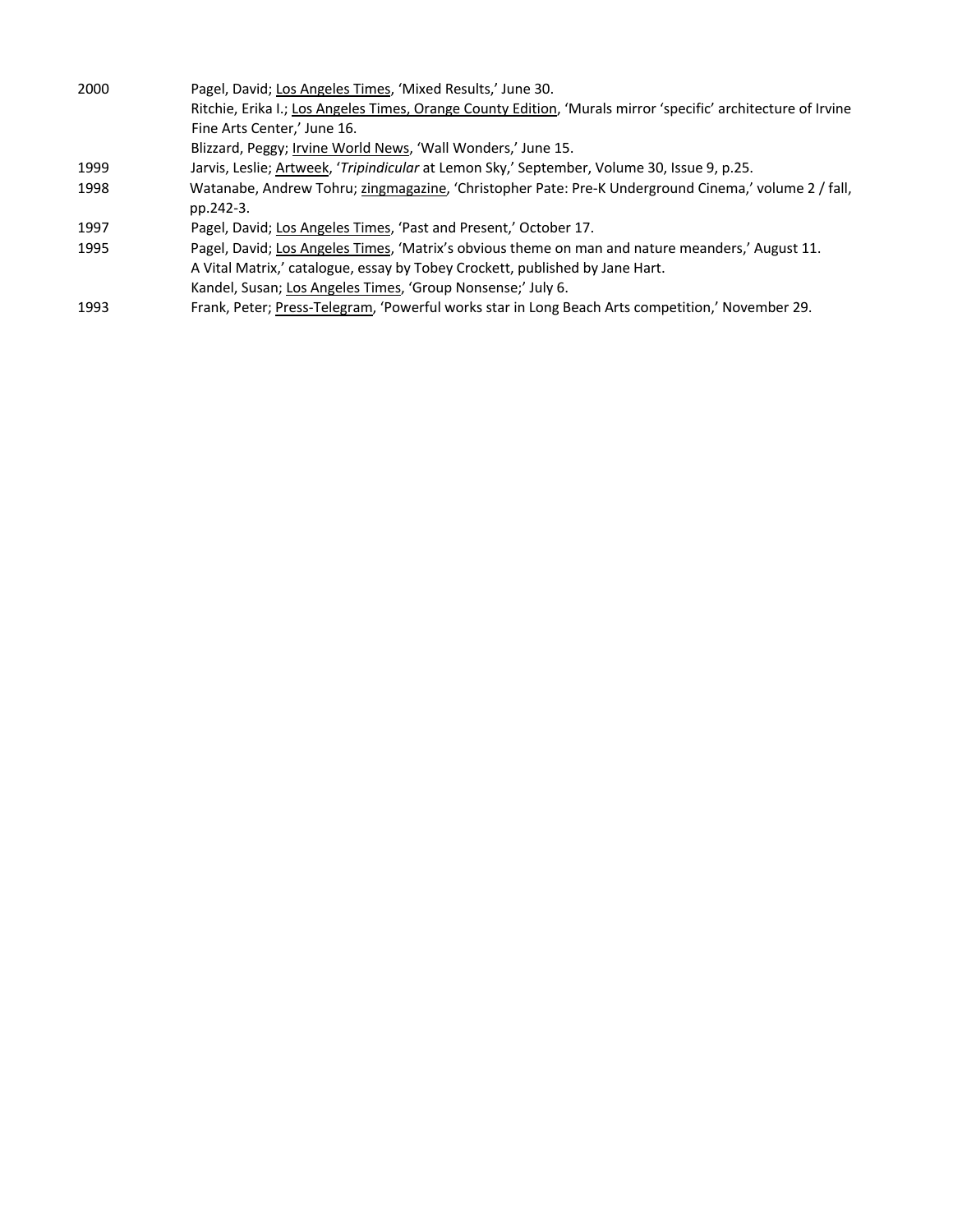| | |
|---|---|
| 2000 | Pagel, David; Los Angeles Times, 'Mixed Results,' June 30. |
| | Ritchie, Erika I.; Los Angeles Times, Orange County Edition, 'Murals mirror 'specific' architecture of Irvine Fine Arts Center,' June 16. |
| | Blizzard, Peggy; Irvine World News, 'Wall Wonders,' June 15. |
| 1999 | Jarvis, Leslie; Artweek, '*Tripindicular* at Lemon Sky,' September, Volume 30, Issue 9, p.25. |
| 1998 | Watanabe, Andrew Tohru; zingmagazine, 'Christopher Pate: Pre-K Underground Cinema,' volume 2 / fall, pp.242-3. |
| 1997 | Pagel, David; Los Angeles Times, 'Past and Present,' October 17. |
| 1995 | Pagel, David; Los Angeles Times, 'Matrix's obvious theme on man and nature meanders,' August 11. |
| | A Vital Matrix,' catalogue, essay by Tobey Crockett, published by Jane Hart. |
| | Kandel, Susan; Los Angeles Times, 'Group Nonsense;' July 6. |
| 1993 | Frank, Peter; Press-Telegram, 'Powerful works star in Long Beach Arts competition,' November 29. |